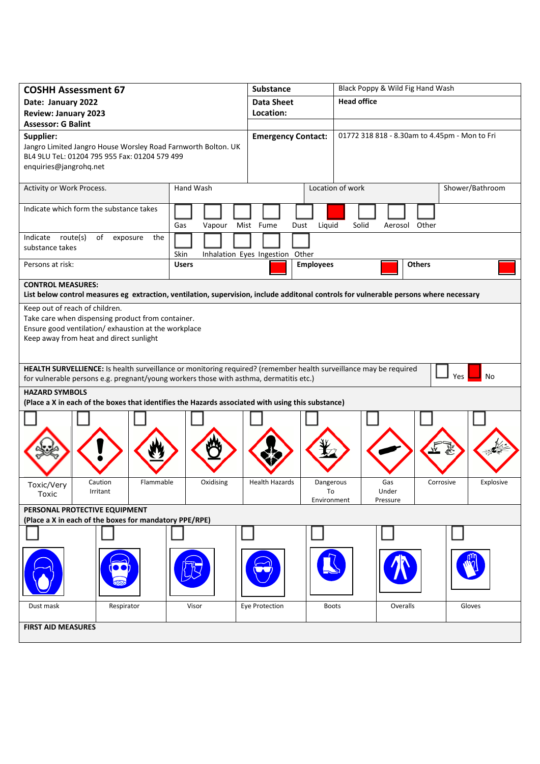| **COSHH Assessment 67** | **Substance** | Black Poppy & Wild Fig Hand Wash |
|---|---|---|
| **Date: January 2022**<br>**Review: January 2023**<br>**Assessor: G Balint** | **Data Sheet Location:** | **Head office** |
| **Supplier:**<br>Jangro Limited Jangro House Worsley Road Farnworth Bolton. UK BL4 9LU TeL: 01204 795 955 Fax: 01204 579 499<br>enquiries@jangrohq.net | **Emergency Contact:** | 01772 318 818 - 8.30am to 4.45pm - Mon to Fri |

| Activity or Work Process. | Hand Wash | Location of work | Shower/Bathroom |
|---|---|---|---|

| Indicate which form the substance takes | Gas | Vapour | Mist | Fume | Dust | Liquid | Solid | Aerosol | Other |
|---|---|---|---|---|---|---|---|---|---|
| | ☐ | ☐ | ☐ | ☐ | ☐ | ■ | ☐ | ☐ | ☐ |

| Indicate route(s) of exposure the substance takes | Skin | Inhalation | Eyes | Ingestion | Other |
|---|---|---|---|---|---|
| | ☐ | ☐ | ☐ | ☐ | ☐ |

| Persons at risk: | **Users** | ■ | **Employees** | ■ | **Others** | ■ |
|---|---|---|---|---|---|---|

**CONTROL MEASURES:**
**List below control measures eg extraction, ventilation, supervision, include additonal controls for vulnerable persons where necessary**

Keep out of reach of children.
Take care when dispensing product from container.
Ensure good ventilation/ exhaustion at the workplace
Keep away from heat and direct sunlight

**HEALTH SURVELLIENCE:** Is health surveillance or monitoring required? (remember health surveillance may be required for vulnerable persons e.g. pregnant/young workers those with asthma, dermatitis etc.) ☐ Yes ■ No

**HAZARD SYMBOLS**
**(Place a X in each of the boxes that identifies the Hazards associated with using this substance)**

| ☐ | ☐ | ☐ | ☐ | ☐ | ☐ | ☐ | ☐ | ☐ |
|---|---|---|---|---|---|---|---|---|
| Toxic/Very Toxic | Caution Irritant | Flammable | Oxidising | Health Hazards | Dangerous To Environment | Gas Under Pressure | Corrosive | Explosive |

**PERSONAL PROTECTIVE EQUIPMENT**
**(Place a X in each of the boxes for mandatory PPE/RPE)**

| ☐ | ☐ | ☐ | ☐ | ☐ | ☐ | ☐ |
|---|---|---|---|---|---|---|
| Dust mask | Respirator | Visor | Eye Protection | Boots | Overalls | Gloves |

**FIRST AID MEASURES**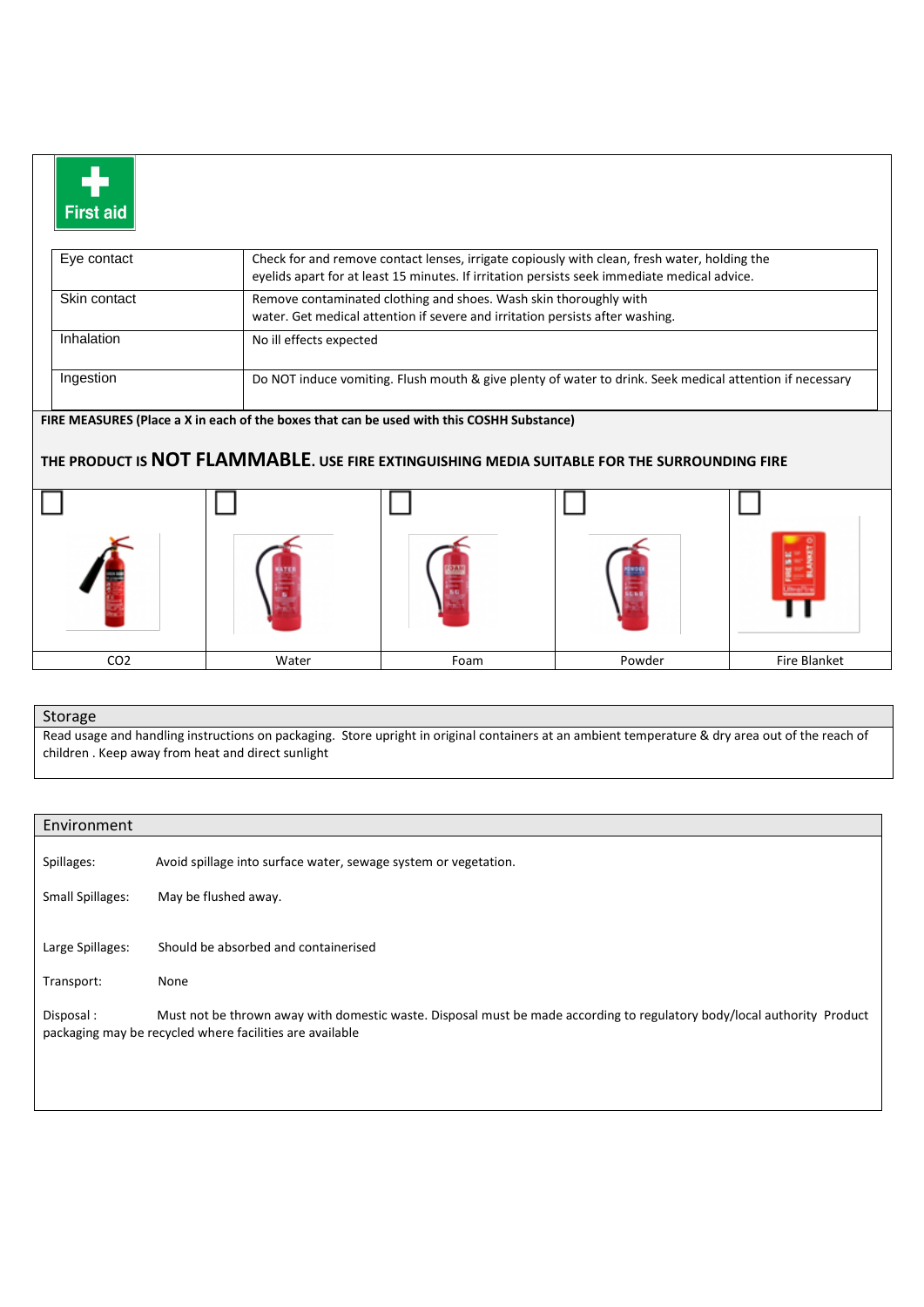## First aid

| | |
|---|---|
| Eye contact | Check for and remove contact lenses, irrigate copiously with clean, fresh water, holding the eyelids apart for at least 15 minutes. If irritation persists seek immediate medical advice. |
| Skin contact | Remove contaminated clothing and shoes. Wash skin thoroughly with water. Get medical attention if severe and irritation persists after washing. |
| Inhalation | No ill effects expected |
| Ingestion | Do NOT induce vomiting. Flush mouth & give plenty of water to drink. Seek medical attention if necessary |

**FIRE MEASURES (Place a X in each of the boxes that can be used with this COSHH Substance)**

**THE PRODUCT IS NOT FLAMMABLE. USE FIRE EXTINGUISHING MEDIA SUITABLE FOR THE SURROUNDING FIRE**

| ☐ | ☐ | ☐ | ☐ | ☐ |
|---|---|---|---|---|
| $CO_2$ | Water | Foam | Powder | Fire Blanket |

## Storage

Read usage and handling instructions on packaging. Store upright in original containers at an ambient temperature & dry area out of the reach of children . Keep away from heat and direct sunlight

## Environment

Spillages: Avoid spillage into surface water, sewage system or vegetation.

Small Spillages: May be flushed away.

Large Spillages: Should be absorbed and containerised

Transport: None

Disposal : Must not be thrown away with domestic waste. Disposal must be made according to regulatory body/local authority Product packaging may be recycled where facilities are available